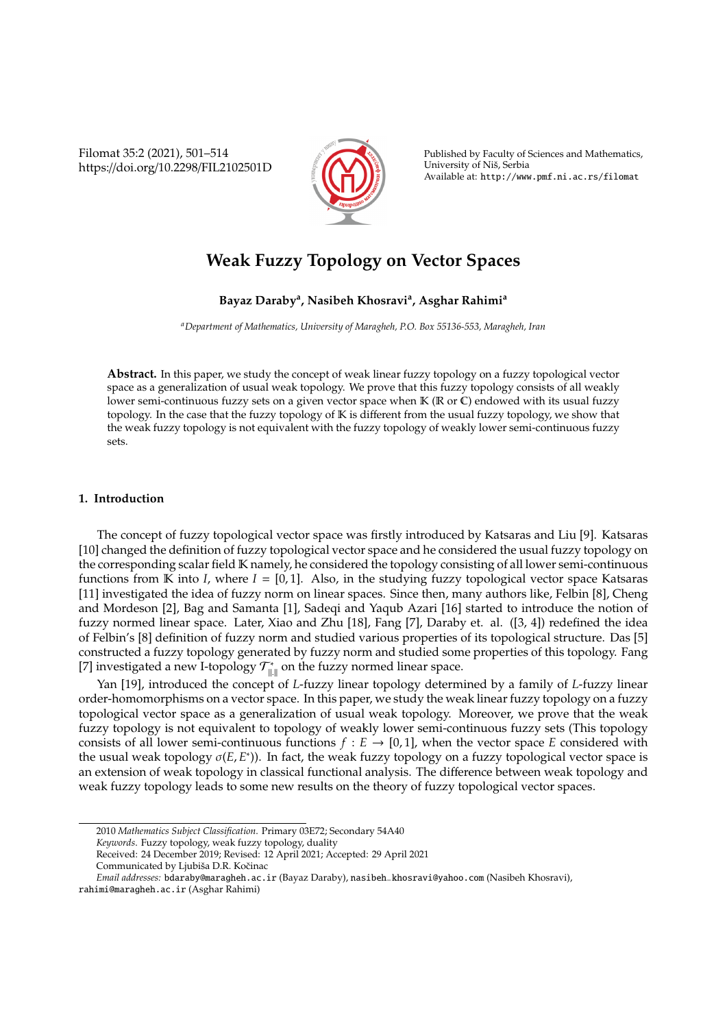# Weak Fuzzy Topology on Vector Spaces

**Bayaz Daraby[a], Nasibeh Khosravi[a], Asghar Rahimi[a]**

*[a]Department of Mathematics, University of Maragheh, P.O. Box 55136-553, Maragheh, Iran*

**Abstract.** In this paper, we study the concept of weak linear fuzzy topology on a fuzzy topological vector space as a generalization of usual weak topology. We prove that this fuzzy topology consists of all weakly lower semi-continuous fuzzy sets on a given vector space when $\mathbb{K}$ ($\mathbb{R}$ or $\mathbb{C}$) endowed with its usual fuzzy topology. In the case that the fuzzy topology of $\mathbb{K}$ is different from the usual fuzzy topology, we show that the weak fuzzy topology is not equivalent with the fuzzy topology of weakly lower semi-continuous fuzzy sets.

## 1. Introduction

The concept of fuzzy topological vector space was firstly introduced by Katsaras and Liu [9]. Katsaras [10] changed the definition of fuzzy topological vector space and he considered the usual fuzzy topology on the corresponding scalar field $\mathbb{K}$ namely, he considered the topology consisting of all lower semi-continuous functions from $\mathbb{K}$ into $I$, where $I = [0, 1]$. Also, in the studying fuzzy topological vector space Katsaras [11] investigated the idea of fuzzy norm on linear spaces. Since then, many authors like, Felbin [8], Cheng and Mordeson [2], Bag and Samanta [1], Sadeqi and Yaqub Azari [16] started to introduce the notion of fuzzy normed linear space. Later, Xiao and Zhu [18], Fang [7], Daraby et. al. ([3, 4]) redefined the idea of Felbin's [8] definition of fuzzy norm and studied various properties of its topological structure. Das [5] constructed a fuzzy topology generated by fuzzy norm and studied some properties of this topology. Fang [7] investigated a new I-topology $\mathcal{T}^*_{\|.\|}$ on the fuzzy normed linear space.

Yan [19], introduced the concept of $L$-fuzzy linear topology determined by a family of $L$-fuzzy linear order-homomorphisms on a vector space. In this paper, we study the weak linear fuzzy topology on a fuzzy topological vector space as a generalization of usual weak topology. Moreover, we prove that the weak fuzzy topology is not equivalent to topology of weakly lower semi-continuous fuzzy sets (This topology consists of all lower semi-continuous functions $f : E \to [0, 1]$, when the vector space $E$ considered with the usual weak topology $\sigma(E, E^*)$). In fact, the weak fuzzy topology on a fuzzy topological vector space is an extension of weak topology in classical functional analysis. The difference between weak topology and weak fuzzy topology leads to some new results on the theory of fuzzy topological vector spaces.

---

2010 *Mathematics Subject Classification.* Primary 03E72; Secondary 54A40

*Keywords.* Fuzzy topology, weak fuzzy topology, duality

Received: 24 December 2019; Revised: 12 April 2021; Accepted: 29 April 2021

Communicated by Ljubiša D.R. Kočinac

*Email addresses:* bdaraby@maragheh.ac.ir (Bayaz Daraby), nasibeh_khosravi@yahoo.com (Nasibeh Khosravi), rahimi@maragheh.ac.ir (Asghar Rahimi)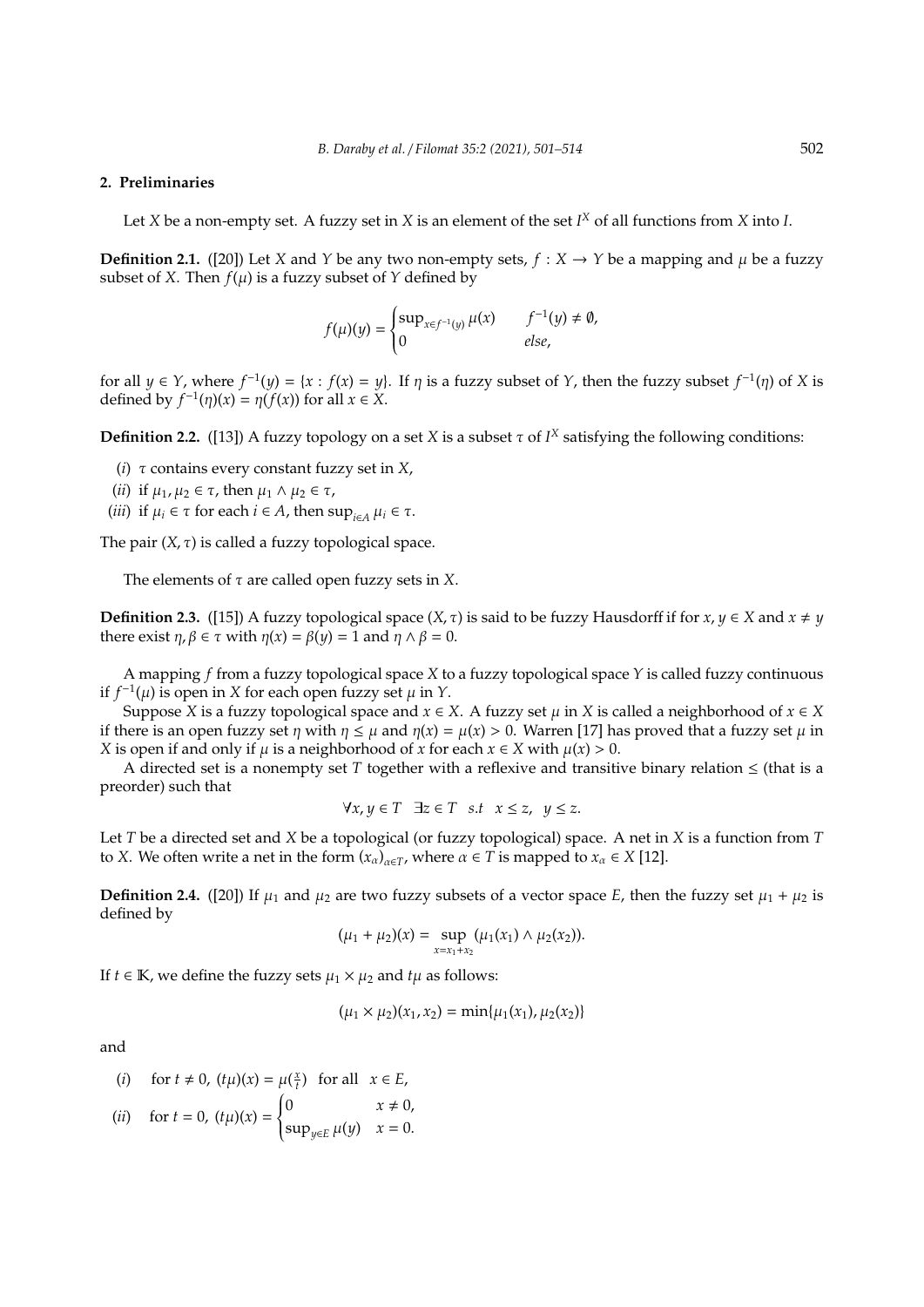## 2. Preliminaries

Let $X$ be a non-empty set. A fuzzy set in $X$ is an element of the set $I^X$ of all functions from $X$ into $I$.

**Definition 2.1.** ([20]) Let $X$ and $Y$ be any two non-empty sets, $f : X \to Y$ be a mapping and $\mu$ be a fuzzy subset of $X$. Then $f(\mu)$ is a fuzzy subset of $Y$ defined by

$$f(\mu)(y) = \begin{cases} \sup_{x \in f^{-1}(y)} \mu(x) & f^{-1}(y) \neq \emptyset, \\ 0 & \textit{else}, \end{cases}$$

for all $y \in Y$, where $f^{-1}(y) = \{x : f(x) = y\}$. If $\eta$ is a fuzzy subset of $Y$, then the fuzzy subset $f^{-1}(\eta)$ of $X$ is defined by $f^{-1}(\eta)(x) = \eta(f(x))$ for all $x \in X$.

**Definition 2.2.** ([13]) A fuzzy topology on a set $X$ is a subset $\tau$ of $I^X$ satisfying the following conditions:

($i$) $\tau$ contains every constant fuzzy set in $X$,

($ii$) if $\mu_1, \mu_2 \in \tau$, then $\mu_1 \wedge \mu_2 \in \tau$,

($iii$) if $\mu_i \in \tau$ for each $i \in A$, then $\sup_{i \in A} \mu_i \in \tau$.

The pair $(X, \tau)$ is called a fuzzy topological space.

The elements of $\tau$ are called open fuzzy sets in $X$.

**Definition 2.3.** ([15]) A fuzzy topological space $(X, \tau)$ is said to be fuzzy Hausdorff if for $x, y \in X$ and $x \neq y$ there exist $\eta, \beta \in \tau$ with $\eta(x) = \beta(y) = 1$ and $\eta \wedge \beta = 0$.

A mapping $f$ from a fuzzy topological space $X$ to a fuzzy topological space $Y$ is called fuzzy continuous if $f^{-1}(\mu)$ is open in $X$ for each open fuzzy set $\mu$ in $Y$.

Suppose $X$ is a fuzzy topological space and $x \in X$. A fuzzy set $\mu$ in $X$ is called a neighborhood of $x \in X$ if there is an open fuzzy set $\eta$ with $\eta \leq \mu$ and $\eta(x) = \mu(x) > 0$. Warren [17] has proved that a fuzzy set $\mu$ in $X$ is open if and only if $\mu$ is a neighborhood of $x$ for each $x \in X$ with $\mu(x) > 0$.

A directed set is a nonempty set $T$ together with a reflexive and transitive binary relation $\leq$ (that is a preorder) such that

$$\forall x, y \in T \quad \exists z \in T \quad s.t \quad x \leq z, \quad y \leq z.$$

Let $T$ be a directed set and $X$ be a topological (or fuzzy topological) space. A net in $X$ is a function from $T$ to $X$. We often write a net in the form $(x_\alpha)_{\alpha \in T}$, where $\alpha \in T$ is mapped to $x_\alpha \in X$ [12].

**Definition 2.4.** ([20]) If $\mu_1$ and $\mu_2$ are two fuzzy subsets of a vector space $E$, then the fuzzy set $\mu_1 + \mu_2$ is defined by

$$(\mu_1 + \mu_2)(x) = \sup_{x = x_1 + x_2} (\mu_1(x_1) \wedge \mu_2(x_2)).$$

If $t \in \mathbb{K}$, we define the fuzzy sets $\mu_1 \times \mu_2$ and $t\mu$ as follows:

$$(\mu_1 \times \mu_2)(x_1, x_2) = \min\{\mu_1(x_1), \mu_2(x_2)\}$$

and

($i$) for $t \neq 0$, $(t\mu)(x) = \mu(\frac{x}{t})$ for all $x \in E$,

($ii$) for $t = 0$, $(t\mu)(x) = \begin{cases} 0 & x \neq 0, \\ \sup_{y \in E} \mu(y) & x = 0. \end{cases}$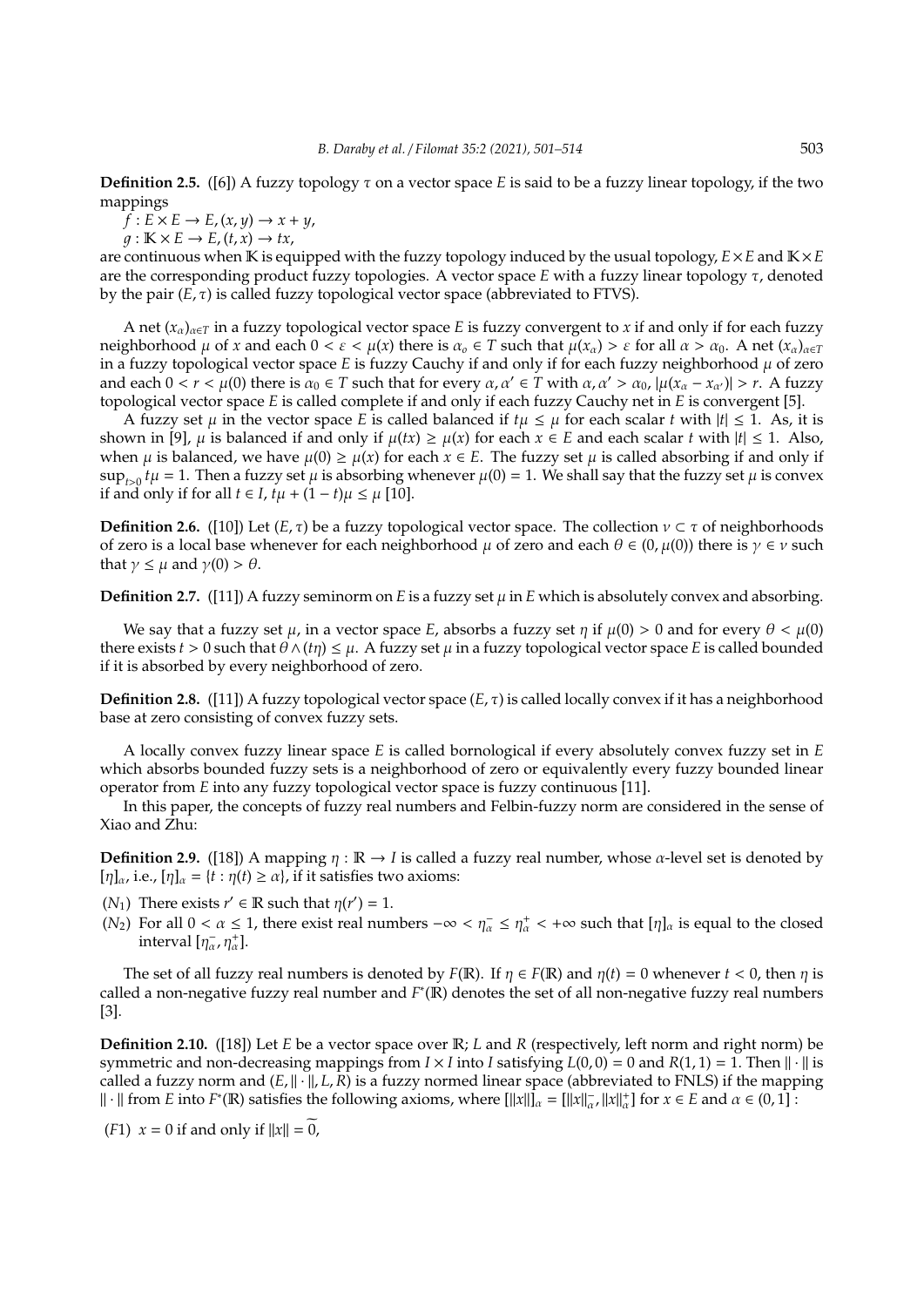**Definition 2.5.** ([6]) A fuzzy topology $\tau$ on a vector space $E$ is said to be a fuzzy linear topology, if the two mappings

$f : E \times E \to E, (x, y) \to x + y,$

$g : \mathbb{K} \times E \to E, (t, x) \to tx,$

are continuous when $\mathbb{K}$ is equipped with the fuzzy topology induced by the usual topology, $E \times E$ and $\mathbb{K} \times E$ are the corresponding product fuzzy topologies. A vector space $E$ with a fuzzy linear topology $\tau$, denoted by the pair $(E, \tau)$ is called fuzzy topological vector space (abbreviated to FTVS).

A net $(x_\alpha)_{\alpha \in T}$ in a fuzzy topological vector space $E$ is fuzzy convergent to $x$ if and only if for each fuzzy neighborhood $\mu$ of $x$ and each $0 < \varepsilon < \mu(x)$ there is $\alpha_o \in T$ such that $\mu(x_\alpha) > \varepsilon$ for all $\alpha > \alpha_0$. A net $(x_\alpha)_{\alpha \in T}$ in a fuzzy topological vector space $E$ is fuzzy Cauchy if and only if for each fuzzy neighborhood $\mu$ of zero and each $0 < r < \mu(0)$ there is $\alpha_0 \in T$ such that for every $\alpha, \alpha' \in T$ with $\alpha, \alpha' > \alpha_0$, $|\mu(x_\alpha - x_{\alpha'})| > r$. A fuzzy topological vector space $E$ is called complete if and only if each fuzzy Cauchy net in $E$ is convergent [5].

A fuzzy set $\mu$ in the vector space $E$ is called balanced if $t\mu \leq \mu$ for each scalar $t$ with $|t| \leq 1$. As, it is shown in [9], $\mu$ is balanced if and only if $\mu(tx) \geq \mu(x)$ for each $x \in E$ and each scalar $t$ with $|t| \leq 1$. Also, when $\mu$ is balanced, we have $\mu(0) \geq \mu(x)$ for each $x \in E$. The fuzzy set $\mu$ is called absorbing if and only if $\sup_{t>0} t\mu = 1$. Then a fuzzy set $\mu$ is absorbing whenever $\mu(0) = 1$. We shall say that the fuzzy set $\mu$ is convex if and only if for all $t \in I$, $t\mu + (1 - t)\mu \leq \mu$ [10].

**Definition 2.6.** ([10]) Let $(E, \tau)$ be a fuzzy topological vector space. The collection $\nu \subset \tau$ of neighborhoods of zero is a local base whenever for each neighborhood $\mu$ of zero and each $\theta \in (0, \mu(0))$ there is $\gamma \in \nu$ such that $\gamma \leq \mu$ and $\gamma(0) > \theta$.

**Definition 2.7.** ([11]) A fuzzy seminorm on $E$ is a fuzzy set $\mu$ in $E$ which is absolutely convex and absorbing.

We say that a fuzzy set $\mu$, in a vector space $E$, absorbs a fuzzy set $\eta$ if $\mu(0) > 0$ and for every $\theta < \mu(0)$ there exists $t > 0$ such that $\theta \wedge (t\eta) \leq \mu$. A fuzzy set $\mu$ in a fuzzy topological vector space $E$ is called bounded if it is absorbed by every neighborhood of zero.

**Definition 2.8.** ([11]) A fuzzy topological vector space $(E, \tau)$ is called locally convex if it has a neighborhood base at zero consisting of convex fuzzy sets.

A locally convex fuzzy linear space $E$ is called bornological if every absolutely convex fuzzy set in $E$ which absorbs bounded fuzzy sets is a neighborhood of zero or equivalently every fuzzy bounded linear operator from $E$ into any fuzzy topological vector space is fuzzy continuous [11].

In this paper, the concepts of fuzzy real numbers and Felbin-fuzzy norm are considered in the sense of Xiao and Zhu:

**Definition 2.9.** ([18]) A mapping $\eta : \mathbb{R} \to I$ is called a fuzzy real number, whose $\alpha$-level set is denoted by $[\eta]_\alpha$, i.e., $[\eta]_\alpha = \{t : \eta(t) \geq \alpha\}$, if it satisfies two axioms:

($N_1$) There exists $r' \in \mathbb{R}$ such that $\eta(r') = 1$.

($N_2$) For all $0 < \alpha \leq 1$, there exist real numbers $-\infty < \eta^-_\alpha \leq \eta^+_\alpha < +\infty$ such that $[\eta]_\alpha$ is equal to the closed interval $[\eta^-_\alpha, \eta^+_\alpha]$.

The set of all fuzzy real numbers is denoted by $F(\mathbb{R})$. If $\eta \in F(\mathbb{R})$ and $\eta(t) = 0$ whenever $t < 0$, then $\eta$ is called a non-negative fuzzy real number and $F^*(\mathbb{R})$ denotes the set of all non-negative fuzzy real numbers [3].

**Definition 2.10.** ([18]) Let $E$ be a vector space over $\mathbb{R}$; $L$ and $R$ (respectively, left norm and right norm) be symmetric and non-decreasing mappings from $I \times I$ into $I$ satisfying $L(0, 0) = 0$ and $R(1, 1) = 1$. Then $\|\cdot\|$ is called a fuzzy norm and $(E, \|\cdot\|, L, R)$ is a fuzzy normed linear space (abbreviated to FNLS) if the mapping $\|\cdot\|$ from $E$ into $F^*(\mathbb{R})$ satisfies the following axioms, where $[\|x\|]_\alpha = [\|x\|^-_\alpha, \|x\|^+_\alpha]$ for $x \in E$ and $\alpha \in (0, 1]$ :

($F1$) $x = 0$ if and only if $\|x\| = \widetilde{0}$,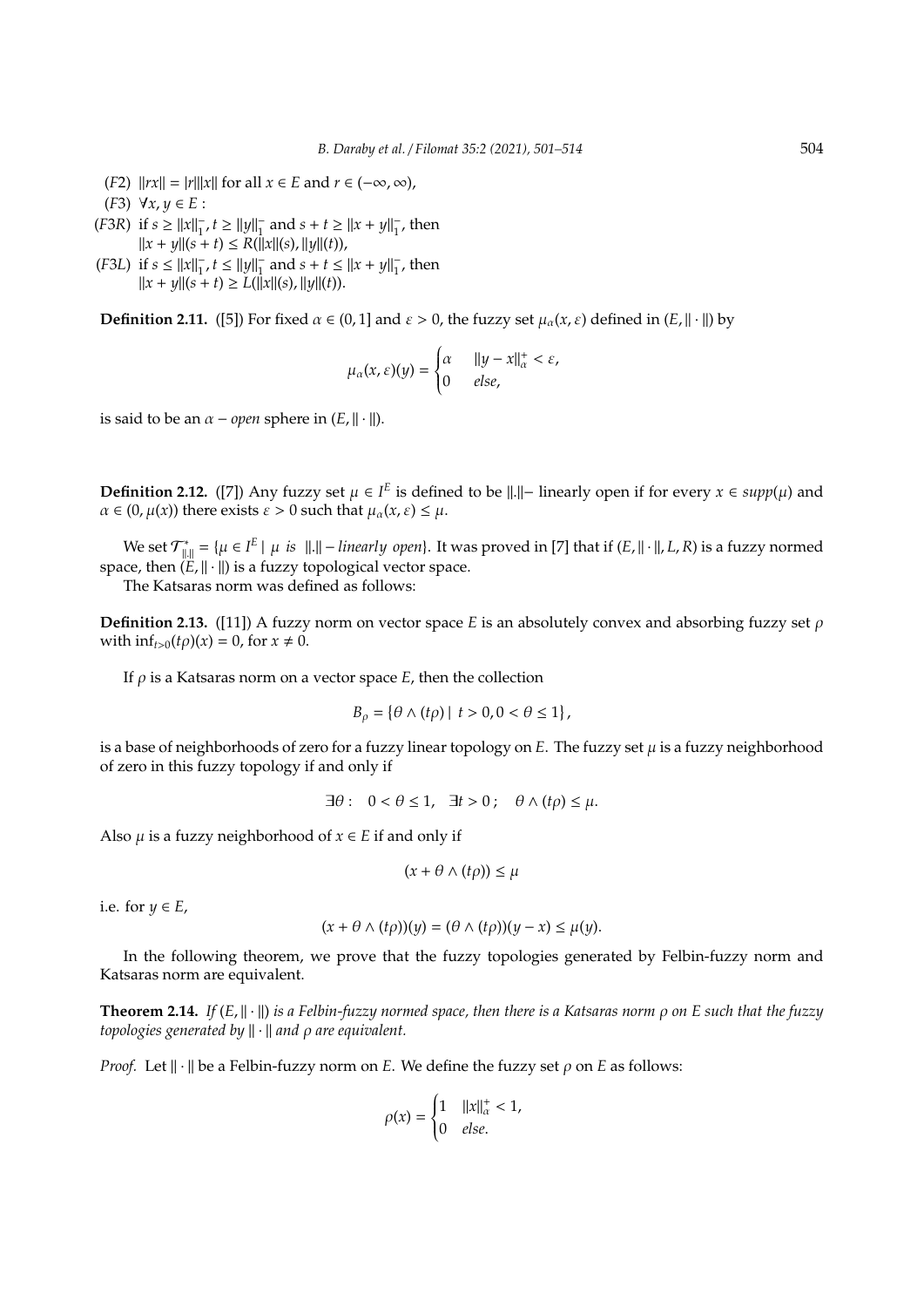(F2) $\|rx\| = |r|\|x\|$ for all $x \in E$ and $r \in (-\infty, \infty)$,

(F3) $\forall x, y \in E$ :

(F3R) if $s \geq \|x\|_1^-$, $t \geq \|y\|_1^-$ and $s + t \geq \|x + y\|_1^-$, then $\|x + y\|(s + t) \leq R(\|x\|(s), \|y\|(t))$,

(F3L) if $s \leq \|x\|_1^-$, $t \leq \|y\|_1^-$ and $s + t \leq \|x + y\|_1^-$, then $\|x + y\|(s + t) \geq L(\|x\|(s), \|y\|(t))$.

**Definition 2.11.** ([5]) For fixed $\alpha \in (0, 1]$ and $\varepsilon > 0$, the fuzzy set $\mu_\alpha(x, \varepsilon)$ defined in $(E, \|\cdot\|)$ by

$$\mu_\alpha(x, \varepsilon)(y) = \begin{cases} \alpha & \|y - x\|_\alpha^+ < \varepsilon, \\ 0 & else, \end{cases}$$

is said to be an $\alpha - open$ sphere in $(E, \|\cdot\|)$.

**Definition 2.12.** ([7]) Any fuzzy set $\mu \in I^E$ is defined to be $\|.\|-$ linearly open if for every $x \in supp(\mu)$ and $\alpha \in (0, \mu(x))$ there exists $\varepsilon > 0$ such that $\mu_\alpha(x, \varepsilon) \leq \mu$.

We set $\mathcal{T}_{\|.\|}^* = \{\mu \in I^E \mid \mu \ is \ \ \|.\| - linearly \ open\}$. It was proved in [7] that if $(E, \|\cdot\|, L, R)$ is a fuzzy normed space, then $(E, \|\cdot\|)$ is a fuzzy topological vector space.

The Katsaras norm was defined as follows:

**Definition 2.13.** ([11]) A fuzzy norm on vector space $E$ is an absolutely convex and absorbing fuzzy set $\rho$ with $\inf_{t>0}(t\rho)(x) = 0$, for $x \neq 0$.

If $\rho$ is a Katsaras norm on a vector space $E$, then the collection

$$B_\rho = \{\theta \wedge (t\rho) \mid t > 0, 0 < \theta \leq 1\},$$

is a base of neighborhoods of zero for a fuzzy linear topology on $E$. The fuzzy set $\mu$ is a fuzzy neighborhood of zero in this fuzzy topology if and only if

$$\exists \theta : \quad 0 < \theta \leq 1, \quad \exists t > 0 \, ; \quad \theta \wedge (t\rho) \leq \mu.$$

Also $\mu$ is a fuzzy neighborhood of $x \in E$ if and only if

$$(x + \theta \wedge (t\rho)) \leq \mu$$

i.e. for $y \in E$,

$$(x + \theta \wedge (t\rho))(y) = (\theta \wedge (t\rho))(y - x) \leq \mu(y).$$

In the following theorem, we prove that the fuzzy topologies generated by Felbin-fuzzy norm and Katsaras norm are equivalent.

**Theorem 2.14.** *If $(E, \|\cdot\|)$ is a Felbin-fuzzy normed space, then there is a Katsaras norm $\rho$ on $E$ such that the fuzzy topologies generated by $\|\cdot\|$ and $\rho$ are equivalent.*

*Proof.* Let $\|\cdot\|$ be a Felbin-fuzzy norm on $E$. We define the fuzzy set $\rho$ on $E$ as follows:

$$\rho(x) = \begin{cases} 1 & \|x\|_\alpha^+ < 1, \\ 0 & else. \end{cases}$$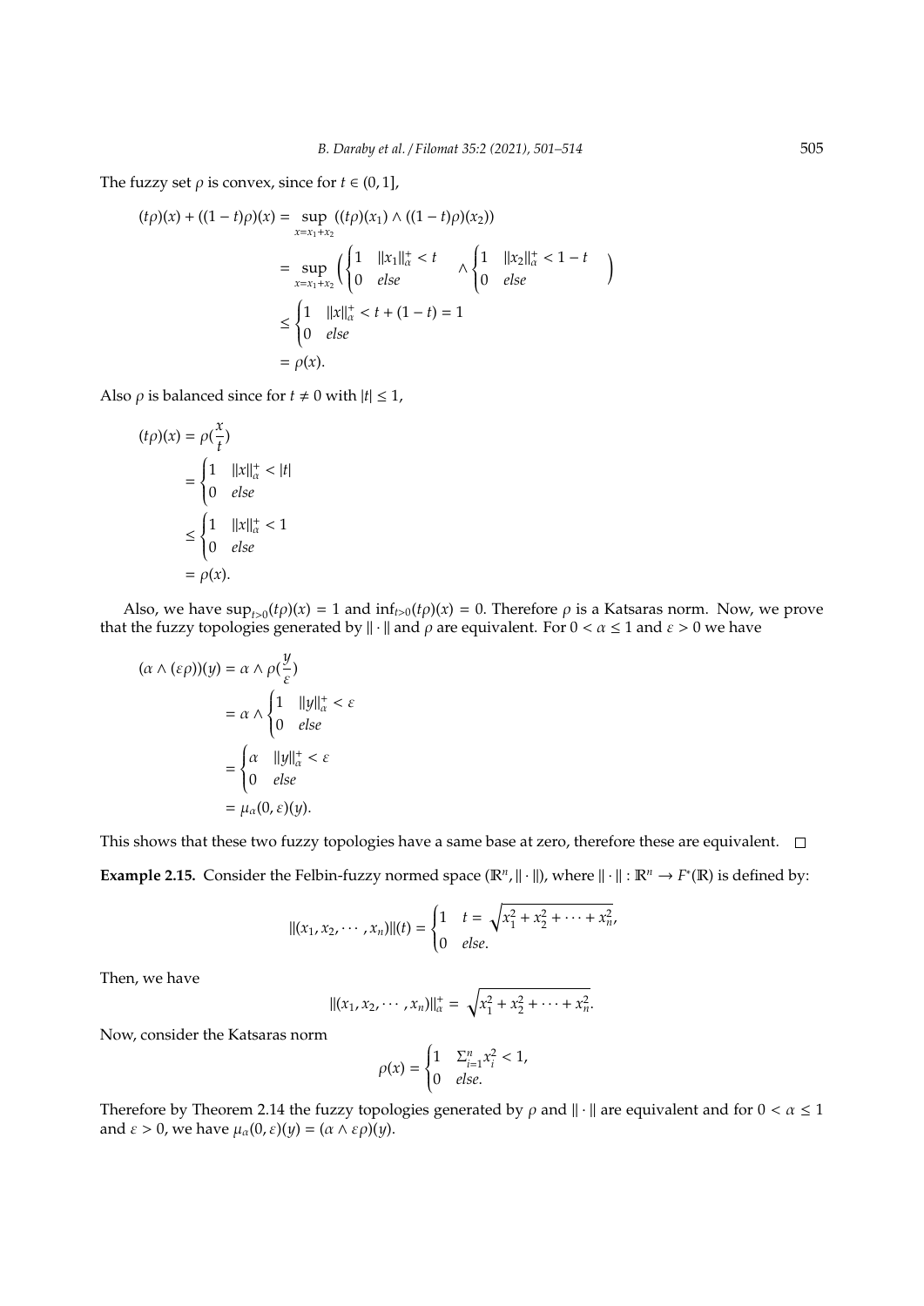The fuzzy set $\rho$ is convex, since for $t \in (0, 1]$,

$$
\begin{aligned}
(t\rho)(x) + ((1-t)\rho)(x) &= \sup_{x=x_1+x_2} ((t\rho)(x_1) \wedge ((1-t)\rho)(x_2)) \\
&= \sup_{x=x_1+x_2} \left( \begin{cases} 1 & \|x_1\|_\alpha^+ < t \\ 0 & else \end{cases} \wedge \begin{cases} 1 & \|x_2\|_\alpha^+ < 1-t \\ 0 & else \end{cases} \right) \\
&\leq \begin{cases} 1 & \|x\|_\alpha^+ < t + (1-t) = 1 \\ 0 & else \end{cases} \\
&= \rho(x).
\end{aligned}
$$

Also $\rho$ is balanced since for $t \neq 0$ with $|t| \leq 1$,

$$
\begin{aligned}
(t\rho)(x) &= \rho(\frac{x}{t}) \\
&= \begin{cases} 1 & \|x\|_\alpha^+ < |t| \\ 0 & else \end{cases} \\
&\leq \begin{cases} 1 & \|x\|_\alpha^+ < 1 \\ 0 & else \end{cases} \\
&= \rho(x).
\end{aligned}
$$

Also, we have $\sup_{t>0}(t\rho)(x) = 1$ and $\inf_{t>0}(t\rho)(x) = 0$. Therefore $\rho$ is a Katsaras norm. Now, we prove that the fuzzy topologies generated by $\|\cdot\|$ and $\rho$ are equivalent. For $0 < \alpha \leq 1$ and $\varepsilon > 0$ we have

$$
\begin{aligned}
(\alpha \wedge (\varepsilon\rho))(y) &= \alpha \wedge \rho(\frac{y}{\varepsilon}) \\
&= \alpha \wedge \begin{cases} 1 & \|y\|_\alpha^+ < \varepsilon \\ 0 & else \end{cases} \\
&= \begin{cases} \alpha & \|y\|_\alpha^+ < \varepsilon \\ 0 & else \end{cases} \\
&= \mu_\alpha(0, \varepsilon)(y).
\end{aligned}
$$

This shows that these two fuzzy topologies have a same base at zero, therefore these are equivalent. □

**Example 2.15.** Consider the Felbin-fuzzy normed space $(\mathbb{R}^n, \|\cdot\|)$, where $\|\cdot\| : \mathbb{R}^n \to F^*(\mathbb{R})$ is defined by:

$$
\|(x_1, x_2, \cdots, x_n)\|(t) = \begin{cases} 1 & t = \sqrt{x_1^2 + x_2^2 + \cdots + x_n^2}, \\ 0 & else. \end{cases}
$$

Then, we have

$$
\|(x_1, x_2, \cdots, x_n)\|_\alpha^+ = \sqrt{x_1^2 + x_2^2 + \cdots + x_n^2}.
$$

Now, consider the Katsaras norm

$$
\rho(x) = \begin{cases} 1 & \Sigma_{i=1}^n x_i^2 < 1, \\ 0 & else. \end{cases}
$$

Therefore by Theorem 2.14 the fuzzy topologies generated by $\rho$ and $\|\cdot\|$ are equivalent and for $0 < \alpha \leq 1$ and $\varepsilon > 0$, we have $\mu_\alpha(0, \varepsilon)(y) = (\alpha \wedge \varepsilon\rho)(y)$.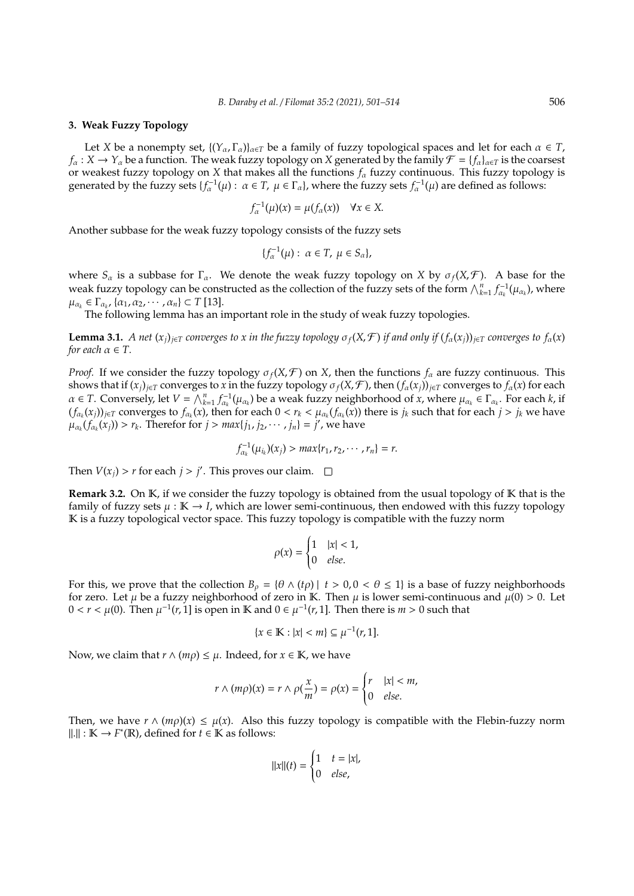## 3. Weak Fuzzy Topology

Let $X$ be a nonempty set, $\{(Y_\alpha, \Gamma_\alpha)\}_{\alpha \in T}$ be a family of fuzzy topological spaces and let for each $\alpha \in T$, $f_\alpha : X \to Y_\alpha$ be a function. The weak fuzzy topology on $X$ generated by the family $\mathcal{F} = \{f_\alpha\}_{\alpha \in T}$ is the coarsest or weakest fuzzy topology on $X$ that makes all the functions $f_\alpha$ fuzzy continuous. This fuzzy topology is generated by the fuzzy sets $\{f_\alpha^{-1}(\mu) : \alpha \in T, \mu \in \Gamma_\alpha\}$, where the fuzzy sets $f_\alpha^{-1}(\mu)$ are defined as follows:

$$f_\alpha^{-1}(\mu)(x) = \mu(f_\alpha(x)) \quad \forall x \in X.$$

Another subbase for the weak fuzzy topology consists of the fuzzy sets

$$\{f_\alpha^{-1}(\mu) : \alpha \in T, \mu \in S_\alpha\},$$

where $S_\alpha$ is a subbase for $\Gamma_\alpha$. We denote the weak fuzzy topology on $X$ by $\sigma_f(X, \mathcal{F})$. A base for the weak fuzzy topology can be constructed as the collection of the fuzzy sets of the form $\bigwedge_{k=1}^n f_{\alpha_k}^{-1}(\mu_{\alpha_k})$, where $\mu_{\alpha_k} \in \Gamma_{\alpha_k}$, $\{\alpha_1, \alpha_2, \cdots, \alpha_n\} \subset T$ [13].

The following lemma has an important role in the study of weak fuzzy topologies.

**Lemma 3.1.** *A net $(x_j)_{j \in T}$ converges to $x$ in the fuzzy topology $\sigma_f(X, \mathcal{F})$ if and only if $(f_\alpha(x_j))_{j \in T}$ converges to $f_\alpha(x)$ for each $\alpha \in T$.*

*Proof.* If we consider the fuzzy topology $\sigma_f(X, \mathcal{F})$ on $X$, then the functions $f_\alpha$ are fuzzy continuous. This shows that if $(x_j)_{j \in T}$ converges to $x$ in the fuzzy topology $\sigma_f(X, \mathcal{F})$, then $(f_\alpha(x_j))_{j \in T}$ converges to $f_\alpha(x)$ for each $\alpha \in T$. Conversely, let $V = \bigwedge_{k=1}^n f_{\alpha_k}^{-1}(\mu_{\alpha_k})$ be a weak fuzzy neighborhood of $x$, where $\mu_{\alpha_k} \in \Gamma_{\alpha_k}$. For each $k$, if $(f_{\alpha_k}(x_j))_{j \in T}$ converges to $f_{\alpha_k}(x)$, then for each $0 < r_k < \mu_{\alpha_k}(f_{\alpha_k}(x))$ there is $j_k$ such that for each $j > j_k$ we have $\mu_{\alpha_k}(f_{\alpha_k}(x_j)) > r_k$. Therefor for $j > max\{j_1, j_2, \cdots, j_n\} = j'$, we have

$$f_{\alpha_k}^{-1}(\mu_{i_k})(x_j) > max\{r_1, r_2, \cdots, r_n\} = r.$$

Then $V(x_j) > r$ for each $j > j'$. This proves our claim. □

**Remark 3.2.** On $\mathbb{K}$, if we consider the fuzzy topology is obtained from the usual topology of $\mathbb{K}$ that is the family of fuzzy sets $\mu : \mathbb{K} \to I$, which are lower semi-continuous, then endowed with this fuzzy topology $\mathbb{K}$ is a fuzzy topological vector space. This fuzzy topology is compatible with the fuzzy norm

$$\rho(x) = \begin{cases} 1 & |x| < 1, \\ 0 & else. \end{cases}$$

For this, we prove that the collection $B_\rho = \{\theta \wedge (t\rho) \mid t > 0, 0 < \theta \leq 1\}$ is a base of fuzzy neighborhoods for zero. Let $\mu$ be a fuzzy neighborhood of zero in $\mathbb{K}$. Then $\mu$ is lower semi-continuous and $\mu(0) > 0$. Let $0 < r < \mu(0)$. Then $\mu^{-1}(r, 1]$ is open in $\mathbb{K}$ and $0 \in \mu^{-1}(r, 1]$. Then there is $m > 0$ such that

$$\{x \in \mathbb{K} : |x| < m\} \subseteq \mu^{-1}(r, 1].$$

Now, we claim that $r \wedge (m\rho) \leq \mu$. Indeed, for $x \in \mathbb{K}$, we have

$$r \wedge (m\rho)(x) = r \wedge \rho(\frac{x}{m}) = \rho(x) = \begin{cases} r & |x| < m, \\ 0 & else. \end{cases}$$

Then, we have $r \wedge (m\rho)(x) \leq \mu(x)$. Also this fuzzy topology is compatible with the Flebin-fuzzy norm $\|.\| : \mathbb{K} \to F^*(\mathbb{R})$, defined for $t \in \mathbb{K}$ as follows:

$$\|x\|(t) = \begin{cases} 1 & t = |x|, \\ 0 & else, \end{cases}$$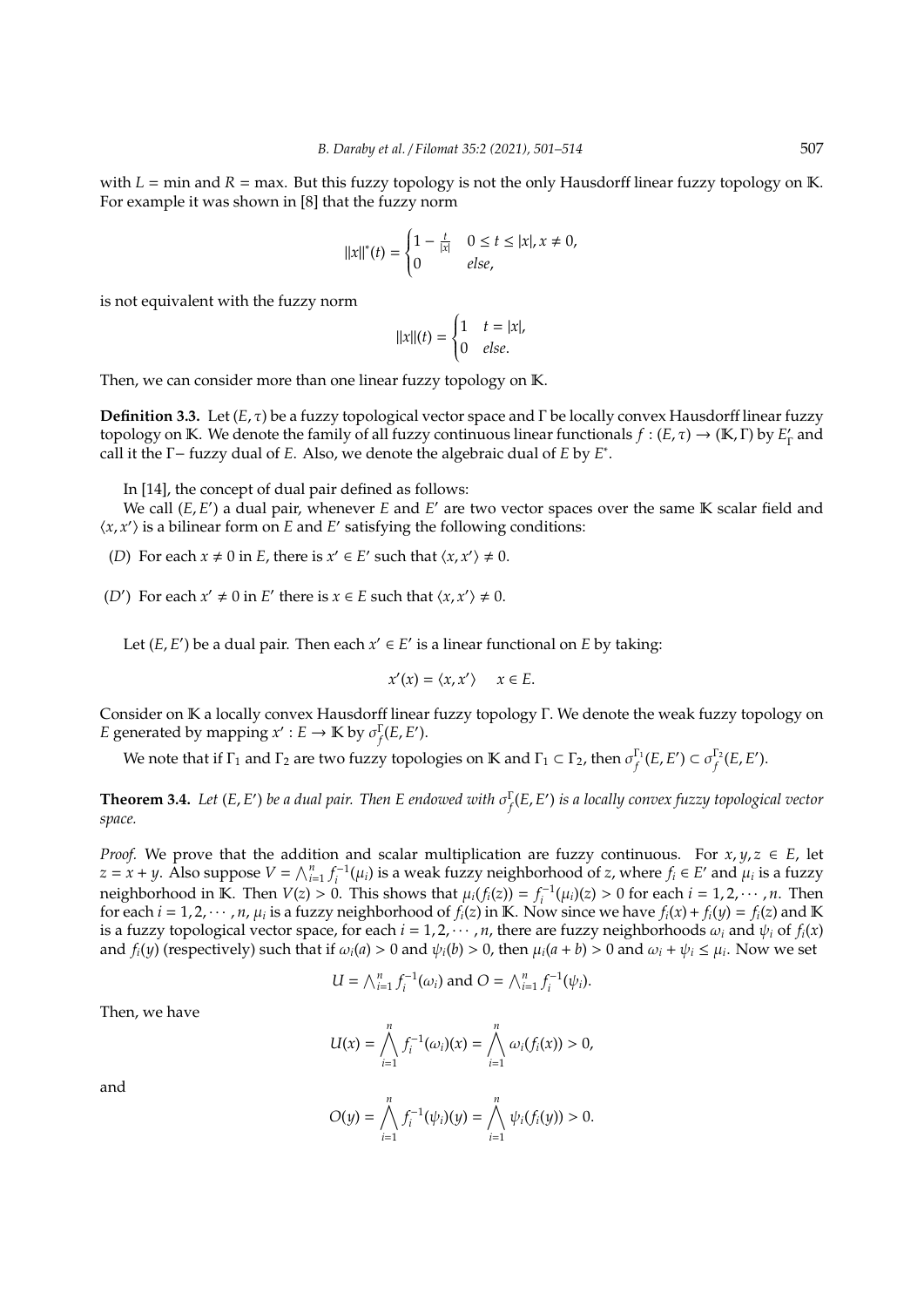with $L = \min$ and $R = \max$. But this fuzzy topology is not the only Hausdorff linear fuzzy topology on $\mathbb{K}$. For example it was shown in [8] that the fuzzy norm

$$\|x\|^*(t) = \begin{cases} 1 - \frac{t}{|x|} & 0 \le t \le |x|, x \neq 0, \\ 0 & else, \end{cases}$$

is not equivalent with the fuzzy norm

$$\|x\|(t) = \begin{cases} 1 & t = |x|, \\ 0 & else. \end{cases}$$

Then, we can consider more than one linear fuzzy topology on $\mathbb{K}$.

**Definition 3.3.** Let $(E, \tau)$ be a fuzzy topological vector space and $\Gamma$ be locally convex Hausdorff linear fuzzy topology on $\mathbb{K}$. We denote the family of all fuzzy continuous linear functionals $f : (E, \tau) \to (\mathbb{K}, \Gamma)$ by $E'_\Gamma$ and call it the $\Gamma-$ fuzzy dual of $E$. Also, we denote the algebraic dual of $E$ by $E^*$.

In [14], the concept of dual pair defined as follows:

We call $(E, E')$ a dual pair, whenever $E$ and $E'$ are two vector spaces over the same $\mathbb{K}$ scalar field and $\langle x, x' \rangle$ is a bilinear form on $E$ and $E'$ satisfying the following conditions:

($D$) For each $x \neq 0$ in $E$, there is $x' \in E'$ such that $\langle x, x' \rangle \neq 0$.

($D'$) For each $x' \neq 0$ in $E'$ there is $x \in E$ such that $\langle x, x' \rangle \neq 0$.

Let $(E, E')$ be a dual pair. Then each $x' \in E'$ is a linear functional on $E$ by taking:

$$x'(x) = \langle x, x' \rangle \quad x \in E.$$

Consider on $\mathbb{K}$ a locally convex Hausdorff linear fuzzy topology $\Gamma$. We denote the weak fuzzy topology on $E$ generated by mapping $x' : E \to \mathbb{K}$ by $\sigma_f^\Gamma(E, E')$.

We note that if $\Gamma_1$ and $\Gamma_2$ are two fuzzy topologies on $\mathbb{K}$ and $\Gamma_1 \subset \Gamma_2$, then $\sigma_f^{\Gamma_1}(E, E') \subset \sigma_f^{\Gamma_2}(E, E')$.

**Theorem 3.4.** *Let $(E, E')$ be a dual pair. Then $E$ endowed with $\sigma_f^\Gamma(E, E')$ is a locally convex fuzzy topological vector space.*

*Proof.* We prove that the addition and scalar multiplication are fuzzy continuous. For $x, y, z \in E$, let $z = x + y$. Also suppose $V = \bigwedge_{i=1}^n f_i^{-1}(\mu_i)$ is a weak fuzzy neighborhood of $z$, where $f_i \in E'$ and $\mu_i$ is a fuzzy neighborhood in $\mathbb{K}$. Then $V(z) > 0$. This shows that $\mu_i(f_i(z)) = f_i^{-1}(\mu_i)(z) > 0$ for each $i = 1, 2, \cdots, n$. Then for each $i = 1, 2, \cdots, n$, $\mu_i$ is a fuzzy neighborhood of $f_i(z)$ in $\mathbb{K}$. Now since we have $f_i(x) + f_i(y) = f_i(z)$ and $\mathbb{K}$ is a fuzzy topological vector space, for each $i = 1, 2, \cdots, n$, there are fuzzy neighborhoods $\omega_i$ and $\psi_i$ of $f_i(x)$ and $f_i(y)$ (respectively) such that if $\omega_i(a) > 0$ and $\psi_i(b) > 0$, then $\mu_i(a + b) > 0$ and $\omega_i + \psi_i \le \mu_i$. Now we set

$$U = \textstyle\bigwedge_{i=1}^n f_i^{-1}(\omega_i) \text{ and } O = \bigwedge_{i=1}^n f_i^{-1}(\psi_i).$$

Then, we have

$$U(x) = \bigwedge_{i=1}^n f_i^{-1}(\omega_i)(x) = \bigwedge_{i=1}^n \omega_i(f_i(x)) > 0,$$

and

$$O(y) = \bigwedge_{i=1}^n f_i^{-1}(\psi_i)(y) = \bigwedge_{i=1}^n \psi_i(f_i(y)) > 0.$$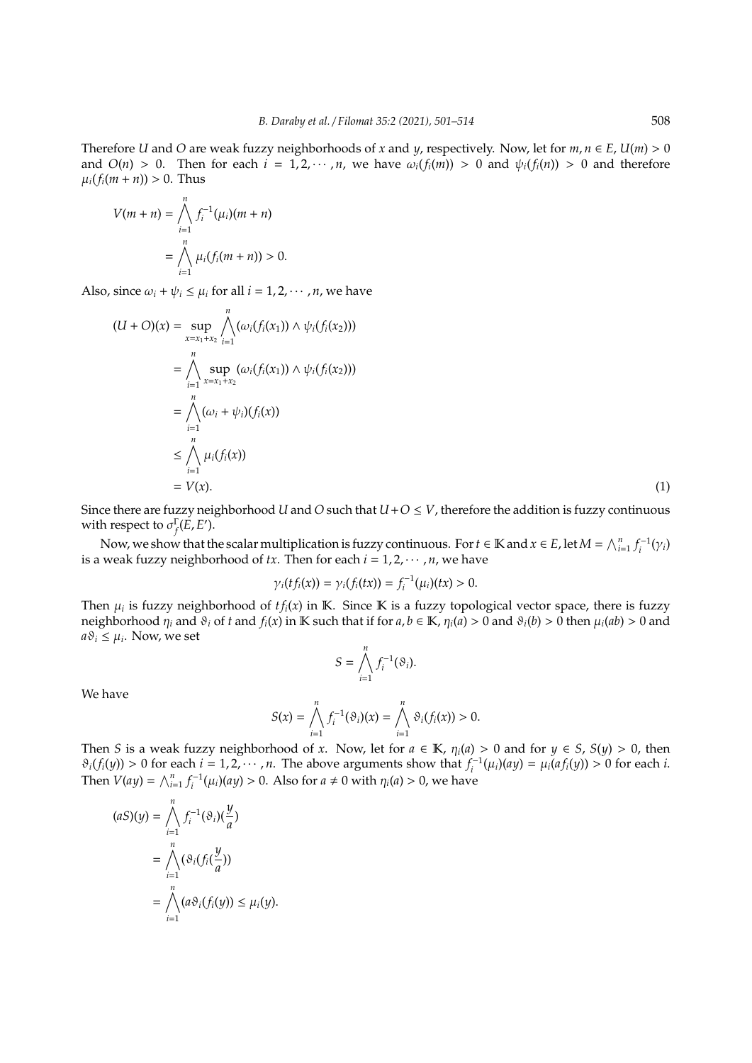Therefore $U$ and $O$ are weak fuzzy neighborhoods of $x$ and $y$, respectively. Now, let for $m, n \in E$, $U(m) > 0$ and $O(n) > 0$. Then for each $i = 1, 2, \cdots, n$, we have $\omega_i(f_i(m)) > 0$ and $\psi_i(f_i(n)) > 0$ and therefore $\mu_i(f_i(m+n)) > 0$. Thus

$$
\begin{aligned}
V(m+n) &= \bigwedge_{i=1}^{n} f_i^{-1}(\mu_i)(m+n) \\
&= \bigwedge_{i=1}^{n} \mu_i(f_i(m+n)) > 0.
\end{aligned}
$$

Also, since $\omega_i + \psi_i \leq \mu_i$ for all $i = 1, 2, \cdots, n$, we have

$$
\begin{aligned}
(U+O)(x) &= \sup_{x=x_1+x_2} \bigwedge_{i=1}^{n} (\omega_i(f_i(x_1)) \wedge \psi_i(f_i(x_2))) \\
&= \bigwedge_{i=1}^{n} \sup_{x=x_1+x_2} (\omega_i(f_i(x_1)) \wedge \psi_i(f_i(x_2))) \\
&= \bigwedge_{i=1}^{n} (\omega_i + \psi_i)(f_i(x)) \\
&\leq \bigwedge_{i=1}^{n} \mu_i(f_i(x)) \\
&= V(x). \qquad (1)
\end{aligned}
$$

Since there are fuzzy neighborhood $U$ and $O$ such that $U + O \leq V$, therefore the addition is fuzzy continuous with respect to $\sigma_f^{\Gamma}(E, E')$.

Now, we show that the scalar multiplication is fuzzy continuous. For $t \in \mathbb{K}$ and $x \in E$, let $M = \bigwedge_{i=1}^{n} f_i^{-1}(\gamma_i)$ is a weak fuzzy neighborhood of $tx$. Then for each $i = 1, 2, \cdots, n$, we have

$$
\gamma_i(tf_i(x)) = \gamma_i(f_i(tx)) = f_i^{-1}(\mu_i)(tx) > 0.
$$

Then $\mu_i$ is fuzzy neighborhood of $tf_i(x)$ in $\mathbb{K}$. Since $\mathbb{K}$ is a fuzzy topological vector space, there is fuzzy neighborhood $\eta_i$ and $\vartheta_i$ of $t$ and $f_i(x)$ in $\mathbb{K}$ such that if for $a, b \in \mathbb{K}$, $\eta_i(a) > 0$ and $\vartheta_i(b) > 0$ then $\mu_i(ab) > 0$ and $a\vartheta_i \leq \mu_i$. Now, we set

$$
S = \bigwedge_{i=1}^{n} f_i^{-1}(\vartheta_i).
$$

We have

$$
S(x) = \bigwedge_{i=1}^{n} f_i^{-1}(\vartheta_i)(x) = \bigwedge_{i=1}^{n} \vartheta_i(f_i(x)) > 0.
$$

Then $S$ is a weak fuzzy neighborhood of $x$. Now, let for $a \in \mathbb{K}$, $\eta_i(a) > 0$ and for $y \in S$, $S(y) > 0$, then $\vartheta_i(f_i(y)) > 0$ for each $i = 1, 2, \cdots, n$. The above arguments show that $f_i^{-1}(\mu_i)(ay) = \mu_i(af_i(y)) > 0$ for each $i$. Then $V(ay) = \bigwedge_{i=1}^{n} f_i^{-1}(\mu_i)(ay) > 0$. Also for $a \neq 0$ with $\eta_i(a) > 0$, we have

$$
\begin{aligned}
(aS)(y) &= \bigwedge_{i=1}^{n} f_i^{-1}(\vartheta_i)(\frac{y}{a}) \\
&= \bigwedge_{i=1}^{n} (\vartheta_i(f_i(\frac{y}{a})) \\
&= \bigwedge_{i=1}^{n} (a\vartheta_i(f_i(y)) \leq \mu_i(y).
\end{aligned}
$$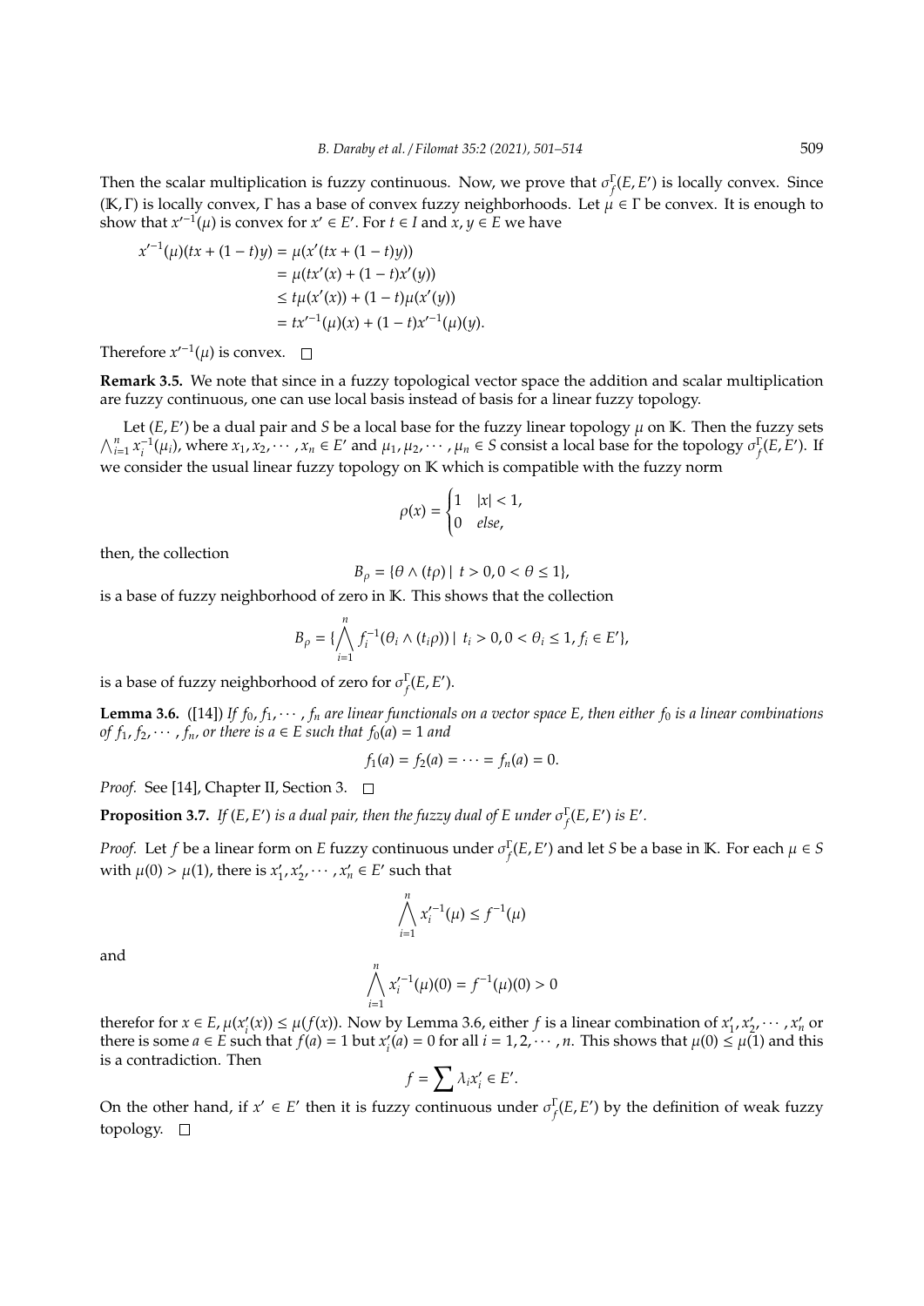Then the scalar multiplication is fuzzy continuous. Now, we prove that $\sigma_f^{\Gamma}(E, E')$ is locally convex. Since $(\mathbb{K}, \Gamma)$ is locally convex, $\Gamma$ has a base of convex fuzzy neighborhoods. Let $\mu \in \Gamma$ be convex. It is enough to show that $x'^{-1}(\mu)$ is convex for $x' \in E'$. For $t \in I$ and $x, y \in E$ we have

$$
\begin{aligned}
x'^{-1}(\mu)(tx + (1-t)y) &= \mu(x'(tx + (1-t)y)) \\
&= \mu(tx'(x) + (1-t)x'(y)) \\
&\leq t\mu(x'(x)) + (1-t)\mu(x'(y)) \\
&= tx'^{-1}(\mu)(x) + (1-t)x'^{-1}(\mu)(y).
\end{aligned}
$$

Therefore $x'^{-1}(\mu)$ is convex. □

**Remark 3.5.** We note that since in a fuzzy topological vector space the addition and scalar multiplication are fuzzy continuous, one can use local basis instead of basis for a linear fuzzy topology.

Let $(E, E')$ be a dual pair and $S$ be a local base for the fuzzy linear topology $\mu$ on $\mathbb{K}$. Then the fuzzy sets $\bigwedge_{i=1}^{n} x_i^{-1}(\mu_i)$, where $x_1, x_2, \cdots, x_n \in E'$ and $\mu_1, \mu_2, \cdots, \mu_n \in S$ consist a local base for the topology $\sigma_f^{\Gamma}(E, E')$. If we consider the usual linear fuzzy topology on $\mathbb{K}$ which is compatible with the fuzzy norm

$$
\rho(x) = \begin{cases} 1 & |x| < 1, \\ 0 & else, \end{cases}
$$

then, the collection

$$
B_\rho = \{\theta \wedge (t\rho) \mid t > 0, 0 < \theta \leq 1\},
$$

is a base of fuzzy neighborhood of zero in $\mathbb{K}$. This shows that the collection

$$
B_\rho = \{\bigwedge_{i=1}^{n} f_i^{-1}(\theta_i \wedge (t_i\rho)) \mid t_i > 0, 0 < \theta_i \leq 1, f_i \in E'\},
$$

is a base of fuzzy neighborhood of zero for $\sigma_f^{\Gamma}(E, E')$.

**Lemma 3.6.** ([14]) *If $f_0, f_1, \cdots, f_n$ are linear functionals on a vector space $E$, then either $f_0$ is a linear combinations of $f_1, f_2, \cdots, f_n$, or there is a $a \in E$ such that $f_0(a) = 1$ and*

$$
f_1(a) = f_2(a) = \cdots = f_n(a) = 0.
$$

*Proof.* See [14], Chapter II, Section 3. □

**Proposition 3.7.** *If $(E, E')$ is a dual pair, then the fuzzy dual of $E$ under $\sigma_f^{\Gamma}(E, E')$ is $E'$.*

*Proof.* Let $f$ be a linear form on $E$ fuzzy continuous under $\sigma_f^{\Gamma}(E, E')$ and let $S$ be a base in $\mathbb{K}$. For each $\mu \in S$ with $\mu(0) > \mu(1)$, there is $x_1', x_2', \cdots, x_n' \in E'$ such that

$$
\bigwedge_{i=1}^{n} x_i'^{-1}(\mu) \leq f^{-1}(\mu)
$$

and

$$
\bigwedge_{i=1}^{n} x_i'^{-1}(\mu)(0) = f^{-1}(\mu)(0) > 0
$$

therefor for $x \in E, \mu(x_i'(x)) \leq \mu(f(x))$. Now by Lemma 3.6, either $f$ is a linear combination of $x_1', x_2', \cdots, x_n'$ or there is some $a \in E$ such that $f(a) = 1$ but $x_i'(a) = 0$ for all $i = 1, 2, \cdots, n$. This shows that $\mu(0) \leq \mu(1)$ and this is a contradiction. Then

$$
f = \sum \lambda_i x_i' \in E'.
$$

On the other hand, if $x' \in E'$ then it is fuzzy continuous under $\sigma_f^{\Gamma}(E, E')$ by the definition of weak fuzzy topology. □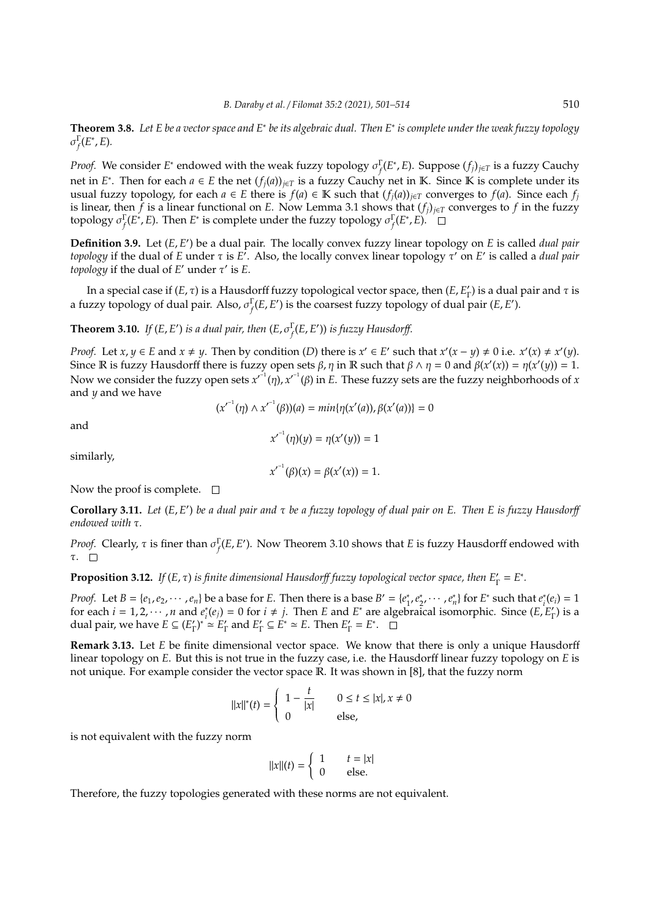**Theorem 3.8.** *Let $E$ be a vector space and $E^*$ be its algebraic dual. Then $E^*$ is complete under the weak fuzzy topology $\sigma_f^\Gamma(E^*, E)$.*

*Proof.* We consider $E^*$ endowed with the weak fuzzy topology $\sigma_f^\Gamma(E^*, E)$. Suppose $(f_j)_{j\in T}$ is a fuzzy Cauchy net in $E^*$. Then for each $a \in E$ the net $(f_j(a))_{j\in T}$ is a fuzzy Cauchy net in $\mathbb{K}$. Since $\mathbb{K}$ is complete under its usual fuzzy topology, for each $a \in E$ there is $f(a) \in \mathbb{K}$ such that $(f_j(a))_{j\in T}$ converges to $f(a)$. Since each $f_j$ is linear, then $f$ is a linear functional on $E$. Now Lemma 3.1 shows that $(f_j)_{j\in T}$ converges to $f$ in the fuzzy topology $\sigma_f^\Gamma(E^*, E)$. Then $E^*$ is complete under the fuzzy topology $\sigma_f^\Gamma(E^*, E)$. □

**Definition 3.9.** Let $(E, E')$ be a dual pair. The locally convex fuzzy linear topology on $E$ is called *dual pair topology* if the dual of $E$ under $\tau$ is $E'$. Also, the locally convex linear topology $\tau'$ on $E'$ is called a *dual pair topology* if the dual of $E'$ under $\tau'$ is $E$.

In a special case if $(E, \tau)$ is a Hausdorff fuzzy topological vector space, then $(E, E'_\Gamma)$ is a dual pair and $\tau$ is a fuzzy topology of dual pair. Also, $\sigma_f^\Gamma(E, E')$ is the coarsest fuzzy topology of dual pair $(E, E')$.

**Theorem 3.10.** *If $(E, E')$ is a dual pair, then $(E, \sigma_f^\Gamma(E, E'))$ is fuzzy Hausdorff.*

*Proof.* Let $x, y \in E$ and $x \neq y$. Then by condition $(D)$ there is $x' \in E'$ such that $x'(x - y) \neq 0$ i.e. $x'(x) \neq x'(y)$. Since $\mathbb{R}$ is fuzzy Hausdorff there is fuzzy open sets $\beta, \eta$ in $\mathbb{R}$ such that $\beta \wedge \eta = 0$ and $\beta(x'(x)) = \eta(x'(y)) = 1$. Now we consider the fuzzy open sets ${x'}^{-1}(\eta), {x'}^{-1}(\beta)$ in $E$. These fuzzy sets are the fuzzy neighborhoods of $x$ and $y$ and we have

$$({x'}^{-1}(\eta) \wedge {x'}^{-1}(\beta))(a) = min\{\eta(x'(a)), \beta(x'(a))\} = 0$$

and

$${x'}^{-1}(\eta)(y) = \eta(x'(y)) = 1$$

similarly,

$${x'}^{-1}(\beta)(x) = \beta(x'(x)) = 1.$$

Now the proof is complete. □

**Corollary 3.11.** *Let $(E, E')$ be a dual pair and $\tau$ be a fuzzy topology of dual pair on $E$. Then $E$ is fuzzy Hausdorff endowed with $\tau$.*

*Proof.* Clearly, $\tau$ is finer than $\sigma_f^\Gamma(E, E')$. Now Theorem 3.10 shows that $E$ is fuzzy Hausdorff endowed with $\tau$. □

**Proposition 3.12.** *If $(E, \tau)$ is finite dimensional Hausdorff fuzzy topological vector space, then $E'_\Gamma = E^*$.*

*Proof.* Let $B = \{e_1, e_2, \cdots, e_n\}$ be a base for $E$. Then there is a base $B' = \{e_1^*, e_2^*, \cdots, e_n^*\}$ for $E^*$ such that $e_i^*(e_i) = 1$ for each $i = 1, 2, \cdots, n$ and $e_i^*(e_j) = 0$ for $i \neq j$. Then $E$ and $E^*$ are algebraical isomorphic. Since $(E, E'_\Gamma)$ is a dual pair, we have $E \subseteq (E'_\Gamma)^* \simeq E'_\Gamma$ and $E'_\Gamma \subseteq E^* \simeq E$. Then $E'_\Gamma = E^*$. □

**Remark 3.13.** Let $E$ be finite dimensional vector space. We know that there is only a unique Hausdorff linear topology on $E$. But this is not true in the fuzzy case, i.e. the Hausdorff linear fuzzy topology on $E$ is not unique. For example consider the vector space $\mathbb{R}$. It was shown in [8], that the fuzzy norm

$$\|x\|^*(t) = \begin{cases} 1 - \dfrac{t}{|x|} & 0 \leq t \leq |x|, x \neq 0 \\ 0 & \text{else,} \end{cases}$$

is not equivalent with the fuzzy norm

$$\|x\|(t) = \begin{cases} 1 & t = |x| \\ 0 & \text{else.} \end{cases}$$

Therefore, the fuzzy topologies generated with these norms are not equivalent.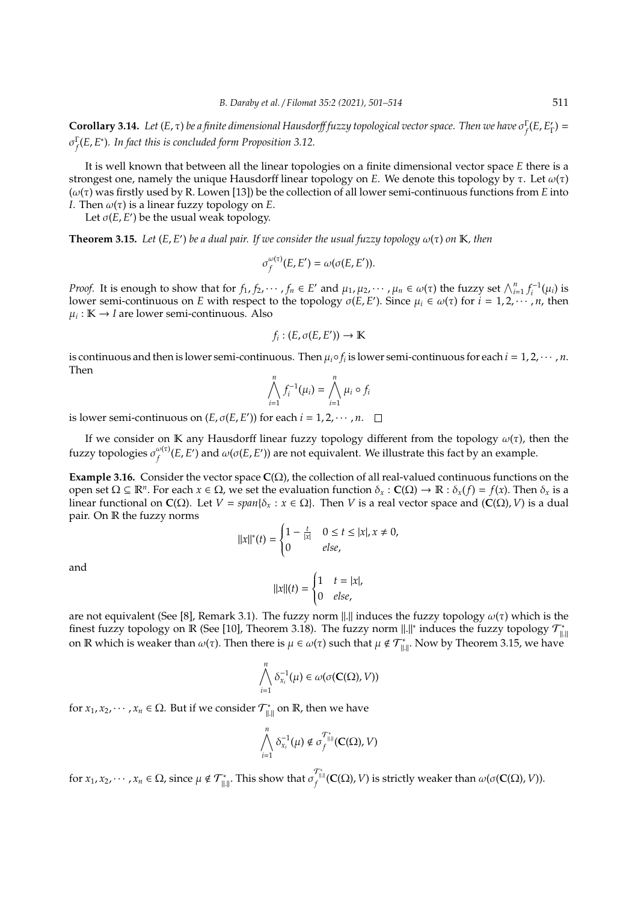**Corollary 3.14.** *Let $(E, \tau)$ be a finite dimensional Hausdorff fuzzy topological vector space. Then we have $\sigma_f^{\Gamma}(E, E'_{\Gamma}) = \sigma_f^{\Gamma}(E, E^*)$. In fact this is concluded form Proposition 3.12.*

It is well known that between all the linear topologies on a finite dimensional vector space $E$ there is a strongest one, namely the unique Hausdorff linear topology on $E$. We denote this topology by $\tau$. Let $\omega(\tau)$ ($\omega(\tau)$ was firstly used by R. Lowen [13]) be the collection of all lower semi-continuous functions from $E$ into $I$. Then $\omega(\tau)$ is a linear fuzzy topology on $E$.

Let $\sigma(E, E')$ be the usual weak topology.

**Theorem 3.15.** *Let $(E, E')$ be a dual pair. If we consider the usual fuzzy topology $\omega(\tau)$ on $\mathbb{K}$, then*

$$\sigma_f^{\omega(\tau)}(E, E') = \omega(\sigma(E, E')).$$

*Proof.* It is enough to show that for $f_1, f_2, \cdots, f_n \in E'$ and $\mu_1, \mu_2, \cdots, \mu_n \in \omega(\tau)$ the fuzzy set $\bigwedge_{i=1}^{n} f_i^{-1}(\mu_i)$ is lower semi-continuous on $E$ with respect to the topology $\sigma(E, E')$. Since $\mu_i \in \omega(\tau)$ for $i = 1, 2, \cdots, n$, then $\mu_i : \mathbb{K} \to I$ are lower semi-continuous. Also

$$f_i : (E, \sigma(E, E')) \to \mathbb{K}$$

is continuous and then is lower semi-continuous. Then $\mu_i \circ f_i$ is lower semi-continuous for each $i = 1, 2, \cdots, n$. Then

$$\bigwedge_{i=1}^{n} f_i^{-1}(\mu_i) = \bigwedge_{i=1}^{n} \mu_i \circ f_i$$

is lower semi-continuous on $(E, \sigma(E, E'))$ for each $i = 1, 2, \cdots, n$. $\square$

If we consider on $\mathbb{K}$ any Hausdorff linear fuzzy topology different from the topology $\omega(\tau)$, then the fuzzy topologies $\sigma_f^{\omega(\tau)}(E, E')$ and $\omega(\sigma(E, E'))$ are not equivalent. We illustrate this fact by an example.

**Example 3.16.** Consider the vector space $\mathbf{C}(\Omega)$, the collection of all real-valued continuous functions on the open set $\Omega \subseteq \mathbb{R}^n$. For each $x \in \Omega$, we set the evaluation function $\delta_x : \mathbf{C}(\Omega) \to \mathbb{R} : \delta_x(f) = f(x)$. Then $\delta_x$ is a linear functional on $\mathbf{C}(\Omega)$. Let $V = span\{\delta_x : x \in \Omega\}$. Then $V$ is a real vector space and $(\mathbf{C}(\Omega), V)$ is a dual pair. On $\mathbb{R}$ the fuzzy norms

$$\|x\|^*(t) = \begin{cases} 1 - \frac{t}{|x|} & 0 \le t \le |x|, x \neq 0, \\ 0 & else, \end{cases}$$

and

$$\|x\|(t) = \begin{cases} 1 & t = |x|, \\ 0 & else, \end{cases}$$

are not equivalent (See [8], Remark 3.1). The fuzzy norm $\|.\|$ induces the fuzzy topology $\omega(\tau)$ which is the finest fuzzy topology on $\mathbb{R}$ (See [10], Theorem 3.18). The fuzzy norm $\|.\|^*$ induces the fuzzy topology $\mathcal{T}^*_{\|.\|}$ on $\mathbb{R}$ which is weaker than $\omega(\tau)$. Then there is $\mu \in \omega(\tau)$ such that $\mu \notin \mathcal{T}^*_{\|.\|}$. Now by Theorem 3.15, we have

$$\bigwedge_{i=1}^{n} \delta_{x_i}^{-1}(\mu) \in \omega(\sigma(\mathbf{C}(\Omega), V))$$

for $x_1, x_2, \cdots, x_n \in \Omega$. But if we consider $\mathcal{T}^*_{\|.\|}$ on $\mathbb{R}$, then we have

$$\bigwedge_{i=1}^{n} \delta_{x_i}^{-1}(\mu) \notin \sigma_f^{\mathcal{T}^*_{\|.\|}}(\mathbf{C}(\Omega), V)$$

for $x_1, x_2, \cdots, x_n \in \Omega$, since $\mu \notin \mathcal{T}^*_{\|.\|}$. This show that $\sigma_f^{\mathcal{T}^*_{\|.\|}}(\mathbf{C}(\Omega), V)$ is strictly weaker than $\omega(\sigma(\mathbf{C}(\Omega), V))$.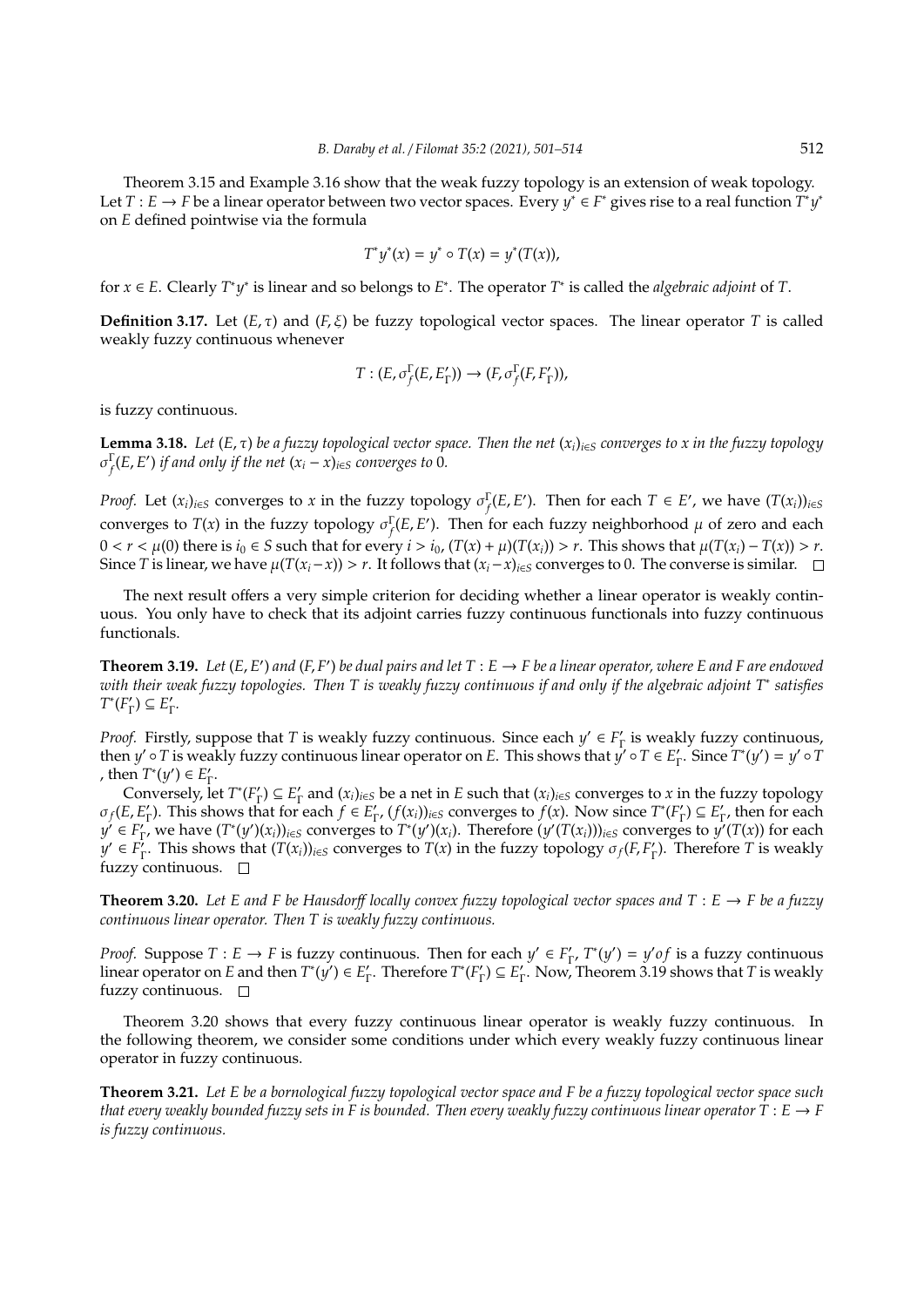Theorem 3.15 and Example 3.16 show that the weak fuzzy topology is an extension of weak topology. Let $T : E \to F$ be a linear operator between two vector spaces. Every $y^* \in F^*$ gives rise to a real function $T^*y^*$ on $E$ defined pointwise via the formula

$$T^*y^*(x) = y^* \circ T(x) = y^*(T(x)),$$

for $x \in E$. Clearly $T^*y^*$ is linear and so belongs to $E^*$. The operator $T^*$ is called the *algebraic adjoint* of $T$.

**Definition 3.17.** Let $(E, \tau)$ and $(F, \xi)$ be fuzzy topological vector spaces. The linear operator $T$ is called weakly fuzzy continuous whenever

$$T : (E, \sigma_f^\Gamma(E, E'_\Gamma)) \to (F, \sigma_f^\Gamma(F, F'_\Gamma)),$$

is fuzzy continuous.

**Lemma 3.18.** *Let $(E, \tau)$ be a fuzzy topological vector space. Then the net $(x_i)_{i\in S}$ converges to $x$ in the fuzzy topology $\sigma_f^\Gamma(E, E')$ if and only if the net $(x_i - x)_{i\in S}$ converges to 0.*

*Proof.* Let $(x_i)_{i\in S}$ converges to $x$ in the fuzzy topology $\sigma_f^\Gamma(E, E')$. Then for each $T \in E'$, we have $(T(x_i))_{i\in S}$ converges to $T(x)$ in the fuzzy topology $\sigma_f^\Gamma(E, E')$. Then for each fuzzy neighborhood $\mu$ of zero and each $0 < r < \mu(0)$ there is $i_0 \in S$ such that for every $i > i_0$, $(T(x) + \mu)(T(x_i)) > r$. This shows that $\mu(T(x_i) - T(x)) > r$. Since $T$ is linear, we have $\mu(T(x_i - x)) > r$. It follows that $(x_i - x)_{i\in S}$ converges to 0. The converse is similar. □

The next result offers a very simple criterion for deciding whether a linear operator is weakly continuous. You only have to check that its adjoint carries fuzzy continuous functionals into fuzzy continuous functionals.

**Theorem 3.19.** *Let $(E, E')$ and $(F, F')$ be dual pairs and let $T : E \to F$ be a linear operator, where $E$ and $F$ are endowed with their weak fuzzy topologies. Then $T$ is weakly fuzzy continuous if and only if the algebraic adjoint $T^*$ satisfies $T^*(F'_\Gamma) \subseteq E'_\Gamma$.*

*Proof.* Firstly, suppose that $T$ is weakly fuzzy continuous. Since each $y' \in F'_\Gamma$ is weakly fuzzy continuous, then $y' \circ T$ is weakly fuzzy continuous linear operator on $E$. This shows that $y' \circ T \in E'_\Gamma$. Since $T^*(y') = y' \circ T$ , then $T^*(y') \in E'_\Gamma$.

Conversely, let $T^*(F'_\Gamma) \subseteq E'_\Gamma$ and $(x_i)_{i\in S}$ be a net in $E$ such that $(x_i)_{i\in S}$ converges to $x$ in the fuzzy topology $\sigma_f(E, E'_\Gamma)$. This shows that for each $f \in E'_\Gamma$, $(f(x_i))_{i\in S}$ converges to $f(x)$. Now since $T^*(F'_\Gamma) \subseteq E'_\Gamma$, then for each $y' \in F'_\Gamma$, we have $(T^*(y')(x_i))_{i\in S}$ converges to $T^*(y')(x_i)$. Therefore $(y'(T(x_i)))_{i\in S}$ converges to $y'(T(x))$ for each $y' \in F'_\Gamma$. This shows that $(T(x_i))_{i\in S}$ converges to $T(x)$ in the fuzzy topology $\sigma_f(F, F'_\Gamma)$. Therefore $T$ is weakly fuzzy continuous. □

**Theorem 3.20.** *Let $E$ and $F$ be Hausdorff locally convex fuzzy topological vector spaces and $T : E \to F$ be a fuzzy continuous linear operator. Then $T$ is weakly fuzzy continuous.*

*Proof.* Suppose $T : E \to F$ is fuzzy continuous. Then for each $y' \in F'_\Gamma$, $T^*(y') = y' o f$ is a fuzzy continuous linear operator on $E$ and then $T^*(y') \in E'_\Gamma$. Therefore $T^*(F'_\Gamma) \subseteq E'_\Gamma$. Now, Theorem 3.19 shows that $T$ is weakly fuzzy continuous. □

Theorem 3.20 shows that every fuzzy continuous linear operator is weakly fuzzy continuous. In the following theorem, we consider some conditions under which every weakly fuzzy continuous linear operator in fuzzy continuous.

**Theorem 3.21.** *Let $E$ be a bornological fuzzy topological vector space and $F$ be a fuzzy topological vector space such that every weakly bounded fuzzy sets in $F$ is bounded. Then every weakly fuzzy continuous linear operator $T : E \to F$ is fuzzy continuous.*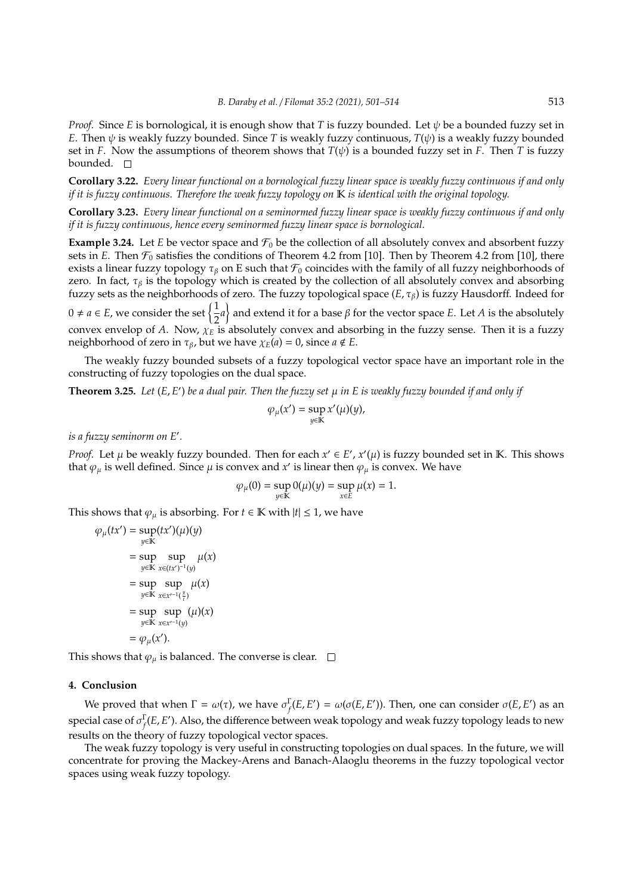*Proof.* Since $E$ is bornological, it is enough show that $T$ is fuzzy bounded. Let $\psi$ be a bounded fuzzy set in $E$. Then $\psi$ is weakly fuzzy bounded. Since $T$ is weakly fuzzy continuous, $T(\psi)$ is a weakly fuzzy bounded set in $F$. Now the assumptions of theorem shows that $T(\psi)$ is a bounded fuzzy set in $F$. Then $T$ is fuzzy bounded. $\square$

**Corollary 3.22.** *Every linear functional on a bornological fuzzy linear space is weakly fuzzy continuous if and only if it is fuzzy continuous. Therefore the weak fuzzy topology on $\mathbb{K}$ is identical with the original topology.*

**Corollary 3.23.** *Every linear functional on a seminormed fuzzy linear space is weakly fuzzy continuous if and only if it is fuzzy continuous, hence every seminormed fuzzy linear space is bornological.*

**Example 3.24.** Let $E$ be vector space and $\mathcal{F}_0$ be the collection of all absolutely convex and absorbent fuzzy sets in $E$. Then $\mathcal{F}_0$ satisfies the conditions of Theorem 4.2 from [10]. Then by Theorem 4.2 from [10], there exists a linear fuzzy topology $\tau_\beta$ on E such that $\mathcal{F}_0$ coincides with the family of all fuzzy neighborhoods of zero. In fact, $\tau_\beta$ is the topology which is created by the collection of all absolutely convex and absorbing fuzzy sets as the neighborhoods of zero. The fuzzy topological space $(E, \tau_\beta)$ is fuzzy Hausdorff. Indeed for $0 \neq a \in E$, we consider the set $\left\{\frac{1}{2}a\right\}$ and extend it for a base $\beta$ for the vector space $E$. Let $A$ is the absolutely convex envelop of $A$. Now, $\chi_E$ is absolutely convex and absorbing in the fuzzy sense. Then it is a fuzzy neighborhood of zero in $\tau_\beta$, but we have $\chi_E(a) = 0$, since $a \notin E$.

The weakly fuzzy bounded subsets of a fuzzy topological vector space have an important role in the constructing of fuzzy topologies on the dual space.

**Theorem 3.25.** *Let $(E, E')$ be a dual pair. Then the fuzzy set $\mu$ in $E$ is weakly fuzzy bounded if and only if*

$$\varphi_\mu(x') = \sup_{y \in \mathbb{K}} x'(\mu)(y),$$

*is a fuzzy seminorm on $E'$.*

*Proof.* Let $\mu$ be weakly fuzzy bounded. Then for each $x' \in E'$, $x'(\mu)$ is fuzzy bounded set in $\mathbb{K}$. This shows that $\varphi_\mu$ is well defined. Since $\mu$ is convex and $x'$ is linear then $\varphi_\mu$ is convex. We have

$$\varphi_\mu(0) = \sup_{y \in \mathbb{K}} 0(\mu)(y) = \sup_{x \in E} \mu(x) = 1.$$

This shows that $\varphi_\mu$ is absorbing. For $t \in \mathbb{K}$ with $|t| \leq 1$, we have

$$\begin{aligned}
\varphi_\mu(tx') &= \sup_{y \in \mathbb{K}} (tx')(\mu)(y) \\
&= \sup_{y \in \mathbb{K}} \sup_{x \in (tx')^{-1}(y)} \mu(x) \\
&= \sup_{y \in \mathbb{K}} \sup_{x \in x'^{-1}(\frac{y}{t})} \mu(x) \\
&= \sup_{y \in \mathbb{K}} \sup_{x \in x'^{-1}(y)} (\mu)(x) \\
&= \varphi_\mu(x').
\end{aligned}$$

This shows that $\varphi_\mu$ is balanced. The converse is clear. $\square$

## 4. Conclusion

We proved that when $\Gamma = \omega(\tau)$, we have $\sigma_f^\Gamma(E, E') = \omega(\sigma(E, E'))$. Then, one can consider $\sigma(E, E')$ as an special case of $\sigma_f^\Gamma(E, E')$. Also, the difference between weak topology and weak fuzzy topology leads to new results on the theory of fuzzy topological vector spaces.

The weak fuzzy topology is very useful in constructing topologies on dual spaces. In the future, we will concentrate for proving the Mackey-Arens and Banach-Alaoglu theorems in the fuzzy topological vector spaces using weak fuzzy topology.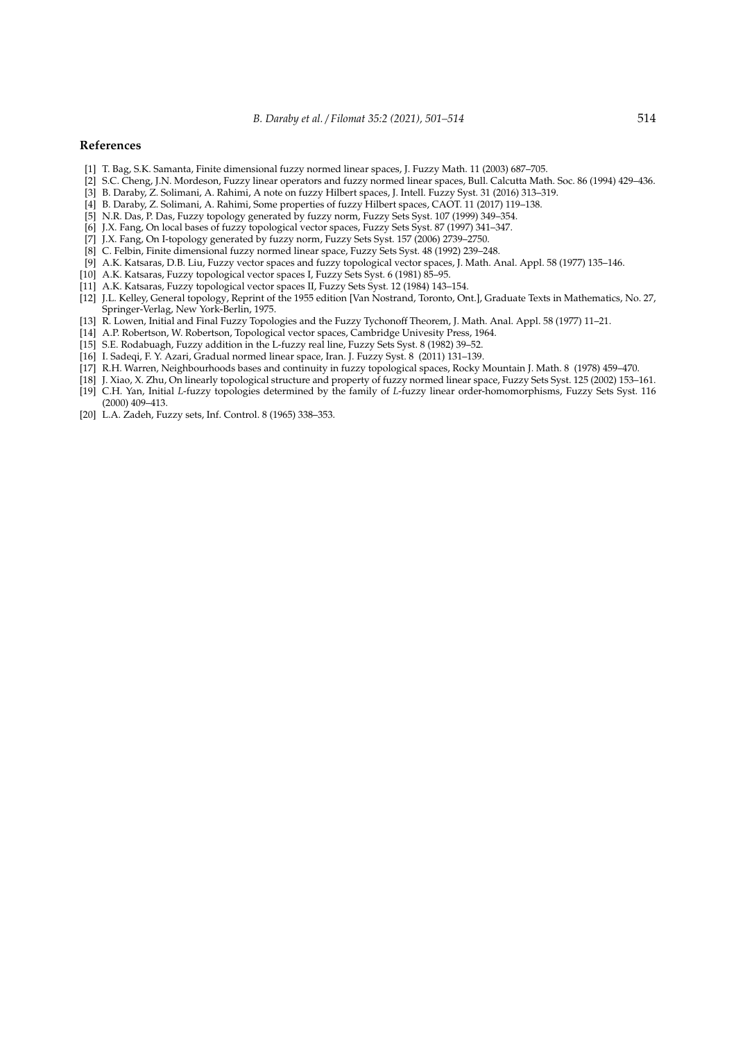## References

[1] T. Bag, S.K. Samanta, Finite dimensional fuzzy normed linear spaces, J. Fuzzy Math. 11 (2003) 687–705.

[2] S.C. Cheng, J.N. Mordeson, Fuzzy linear operators and fuzzy normed linear spaces, Bull. Calcutta Math. Soc. 86 (1994) 429–436.

[3] B. Daraby, Z. Solimani, A. Rahimi, A note on fuzzy Hilbert spaces, J. Intell. Fuzzy Syst. 31 (2016) 313–319.

[4] B. Daraby, Z. Solimani, A. Rahimi, Some properties of fuzzy Hilbert spaces, CAOT. 11 (2017) 119–138.

[5] N.R. Das, P. Das, Fuzzy topology generated by fuzzy norm, Fuzzy Sets Syst. 107 (1999) 349–354.

[6] J.X. Fang, On local bases of fuzzy topological vector spaces, Fuzzy Sets Syst. 87 (1997) 341–347.

[7] J.X. Fang, On I-topology generated by fuzzy norm, Fuzzy Sets Syst. 157 (2006) 2739–2750.

[8] C. Felbin, Finite dimensional fuzzy normed linear space, Fuzzy Sets Syst. 48 (1992) 239–248.

[9] A.K. Katsaras, D.B. Liu, Fuzzy vector spaces and fuzzy topological vector spaces, J. Math. Anal. Appl. 58 (1977) 135–146.

[10] A.K. Katsaras, Fuzzy topological vector spaces I, Fuzzy Sets Syst. 6 (1981) 85–95.

[11] A.K. Katsaras, Fuzzy topological vector spaces II, Fuzzy Sets Syst. 12 (1984) 143–154.

[12] J.L. Kelley, General topology, Reprint of the 1955 edition [Van Nostrand, Toronto, Ont.], Graduate Texts in Mathematics, No. 27, Springer-Verlag, New York-Berlin, 1975.

[13] R. Lowen, Initial and Final Fuzzy Topologies and the Fuzzy Tychonoff Theorem, J. Math. Anal. Appl. 58 (1977) 11–21.

[14] A.P. Robertson, W. Robertson, Topological vector spaces, Cambridge Univesity Press, 1964.

[15] S.E. Rodabuagh, Fuzzy addition in the L-fuzzy real line, Fuzzy Sets Syst. 8 (1982) 39–52.

[16] I. Sadeqi, F. Y. Azari, Gradual normed linear space, Iran. J. Fuzzy Syst. 8 (2011) 131–139.

[17] R.H. Warren, Neighbourhoods bases and continuity in fuzzy topological spaces, Rocky Mountain J. Math. 8 (1978) 459–470.

[18] J. Xiao, X. Zhu, On linearly topological structure and property of fuzzy normed linear space, Fuzzy Sets Syst. 125 (2002) 153–161.

[19] C.H. Yan, Initial *L*-fuzzy topologies determined by the family of *L*-fuzzy linear order-homomorphisms, Fuzzy Sets Syst. 116 (2000) 409–413.

[20] L.A. Zadeh, Fuzzy sets, Inf. Control. 8 (1965) 338–353.